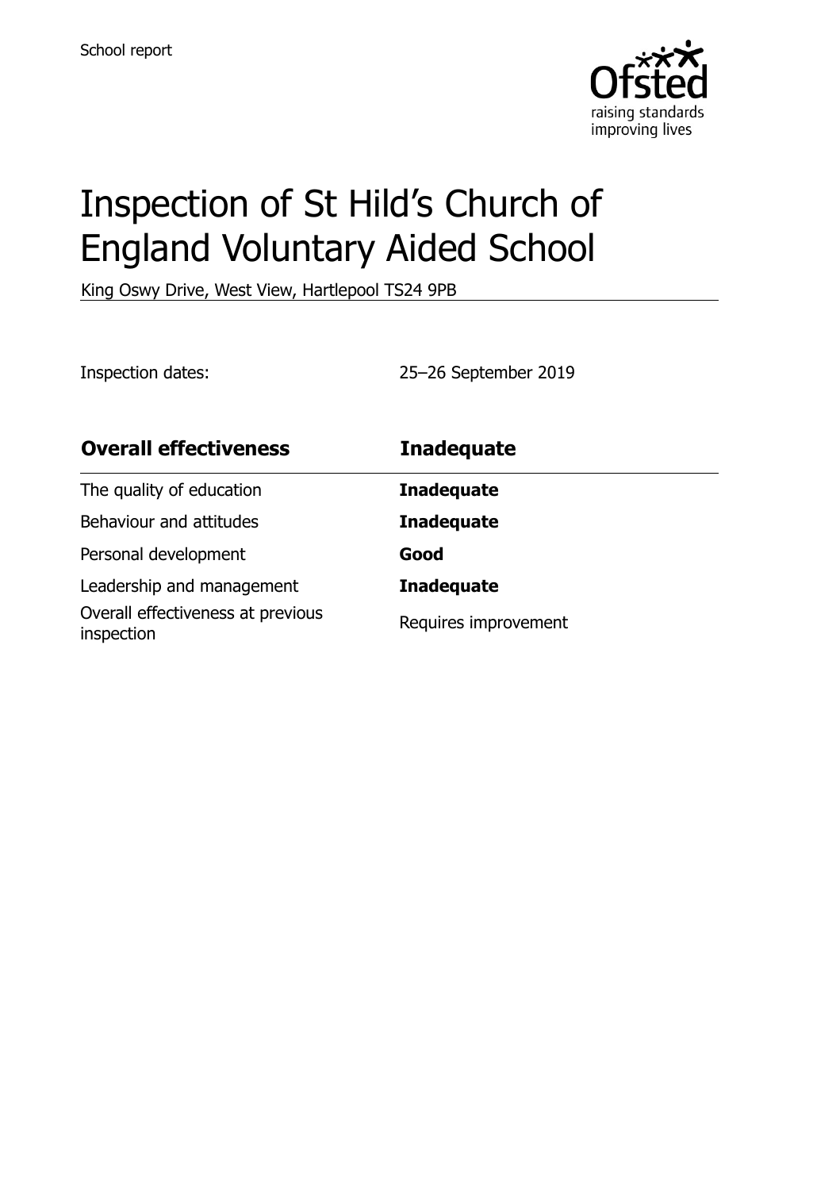School report

# Inspection of St Hild's Church of England Voluntary Aided School

King Oswy Drive, West View, Hartlepool TS24 9PB

Inspection dates: 25–26 September 2019

| **Overall effectiveness** | **Inadequate** |
|---|---|
| The quality of education | **Inadequate** |
| Behaviour and attitudes | **Inadequate** |
| Personal development | **Good** |
| Leadership and management | **Inadequate** |
| Overall effectiveness at previous inspection | Requires improvement |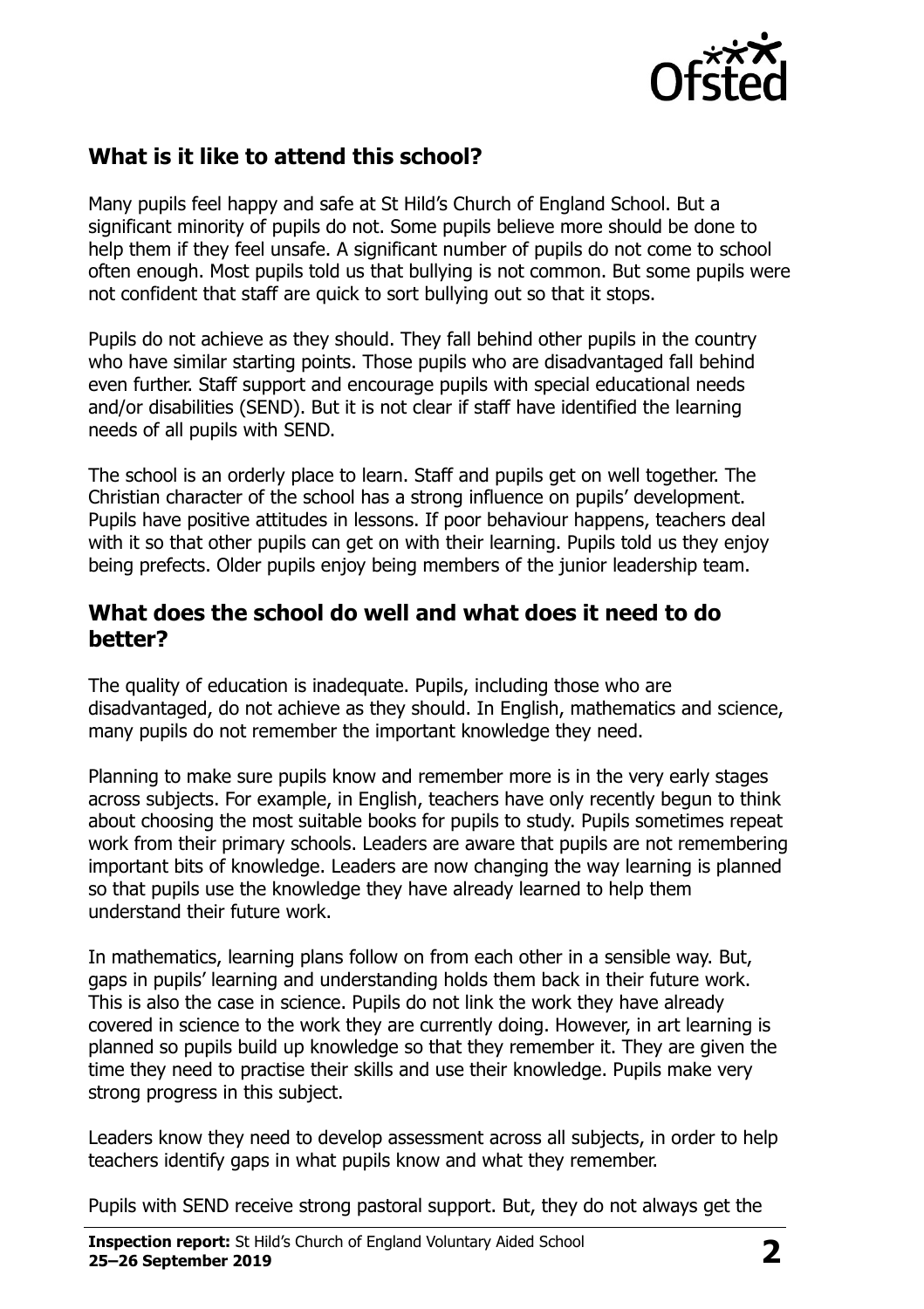## What is it like to attend this school?

Many pupils feel happy and safe at St Hild's Church of England School. But a significant minority of pupils do not. Some pupils believe more should be done to help them if they feel unsafe. A significant number of pupils do not come to school often enough. Most pupils told us that bullying is not common. But some pupils were not confident that staff are quick to sort bullying out so that it stops.

Pupils do not achieve as they should. They fall behind other pupils in the country who have similar starting points. Those pupils who are disadvantaged fall behind even further. Staff support and encourage pupils with special educational needs and/or disabilities (SEND). But it is not clear if staff have identified the learning needs of all pupils with SEND.

The school is an orderly place to learn. Staff and pupils get on well together. The Christian character of the school has a strong influence on pupils' development. Pupils have positive attitudes in lessons. If poor behaviour happens, teachers deal with it so that other pupils can get on with their learning. Pupils told us they enjoy being prefects. Older pupils enjoy being members of the junior leadership team.

## What does the school do well and what does it need to do better?

The quality of education is inadequate. Pupils, including those who are disadvantaged, do not achieve as they should. In English, mathematics and science, many pupils do not remember the important knowledge they need.

Planning to make sure pupils know and remember more is in the very early stages across subjects. For example, in English, teachers have only recently begun to think about choosing the most suitable books for pupils to study. Pupils sometimes repeat work from their primary schools. Leaders are aware that pupils are not remembering important bits of knowledge. Leaders are now changing the way learning is planned so that pupils use the knowledge they have already learned to help them understand their future work.

In mathematics, learning plans follow on from each other in a sensible way. But, gaps in pupils' learning and understanding holds them back in their future work. This is also the case in science. Pupils do not link the work they have already covered in science to the work they are currently doing. However, in art learning is planned so pupils build up knowledge so that they remember it. They are given the time they need to practise their skills and use their knowledge. Pupils make very strong progress in this subject.

Leaders know they need to develop assessment across all subjects, in order to help teachers identify gaps in what pupils know and what they remember.

Pupils with SEND receive strong pastoral support. But, they do not always get the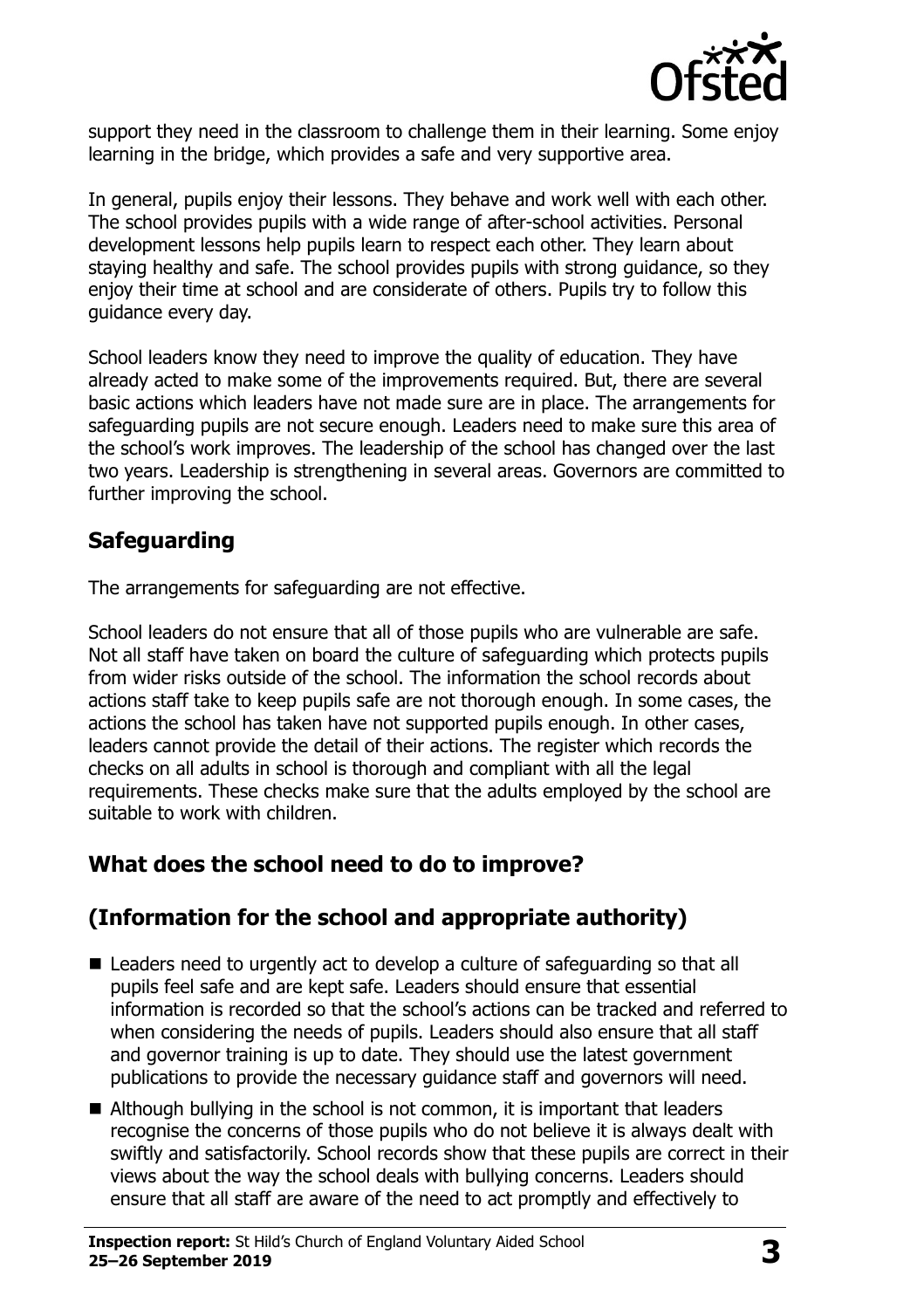support they need in the classroom to challenge them in their learning. Some enjoy learning in the bridge, which provides a safe and very supportive area.

In general, pupils enjoy their lessons. They behave and work well with each other. The school provides pupils with a wide range of after-school activities. Personal development lessons help pupils learn to respect each other. They learn about staying healthy and safe. The school provides pupils with strong guidance, so they enjoy their time at school and are considerate of others. Pupils try to follow this guidance every day.

School leaders know they need to improve the quality of education. They have already acted to make some of the improvements required. But, there are several basic actions which leaders have not made sure are in place. The arrangements for safeguarding pupils are not secure enough. Leaders need to make sure this area of the school's work improves. The leadership of the school has changed over the last two years. Leadership is strengthening in several areas. Governors are committed to further improving the school.

## Safeguarding

The arrangements for safeguarding are not effective.

School leaders do not ensure that all of those pupils who are vulnerable are safe. Not all staff have taken on board the culture of safeguarding which protects pupils from wider risks outside of the school. The information the school records about actions staff take to keep pupils safe are not thorough enough. In some cases, the actions the school has taken have not supported pupils enough. In other cases, leaders cannot provide the detail of their actions. The register which records the checks on all adults in school is thorough and compliant with all the legal requirements. These checks make sure that the adults employed by the school are suitable to work with children.

## What does the school need to do to improve?

## (Information for the school and appropriate authority)

- Leaders need to urgently act to develop a culture of safeguarding so that all pupils feel safe and are kept safe. Leaders should ensure that essential information is recorded so that the school's actions can be tracked and referred to when considering the needs of pupils. Leaders should also ensure that all staff and governor training is up to date. They should use the latest government publications to provide the necessary guidance staff and governors will need.
- Although bullying in the school is not common, it is important that leaders recognise the concerns of those pupils who do not believe it is always dealt with swiftly and satisfactorily. School records show that these pupils are correct in their views about the way the school deals with bullying concerns. Leaders should ensure that all staff are aware of the need to act promptly and effectively to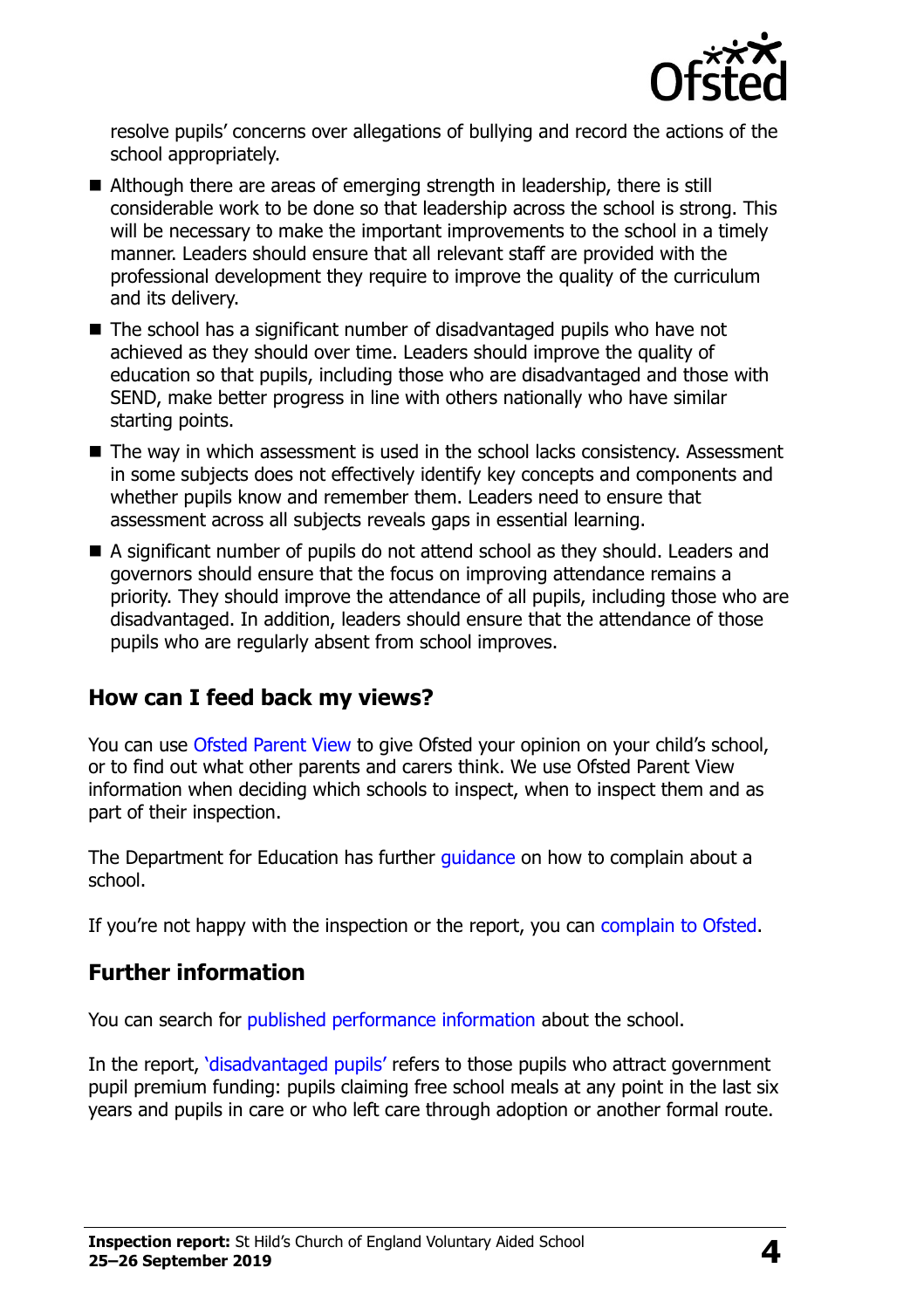resolve pupils' concerns over allegations of bullying and record the actions of the school appropriately.

- Although there are areas of emerging strength in leadership, there is still considerable work to be done so that leadership across the school is strong. This will be necessary to make the important improvements to the school in a timely manner. Leaders should ensure that all relevant staff are provided with the professional development they require to improve the quality of the curriculum and its delivery.
- The school has a significant number of disadvantaged pupils who have not achieved as they should over time. Leaders should improve the quality of education so that pupils, including those who are disadvantaged and those with SEND, make better progress in line with others nationally who have similar starting points.
- The way in which assessment is used in the school lacks consistency. Assessment in some subjects does not effectively identify key concepts and components and whether pupils know and remember them. Leaders need to ensure that assessment across all subjects reveals gaps in essential learning.
- A significant number of pupils do not attend school as they should. Leaders and governors should ensure that the focus on improving attendance remains a priority. They should improve the attendance of all pupils, including those who are disadvantaged. In addition, leaders should ensure that the attendance of those pupils who are regularly absent from school improves.

## How can I feed back my views?

You can use Ofsted Parent View to give Ofsted your opinion on your child's school, or to find out what other parents and carers think. We use Ofsted Parent View information when deciding which schools to inspect, when to inspect them and as part of their inspection.

The Department for Education has further guidance on how to complain about a school.

If you're not happy with the inspection or the report, you can complain to Ofsted.

## Further information

You can search for published performance information about the school.

In the report, 'disadvantaged pupils' refers to those pupils who attract government pupil premium funding: pupils claiming free school meals at any point in the last six years and pupils in care or who left care through adoption or another formal route.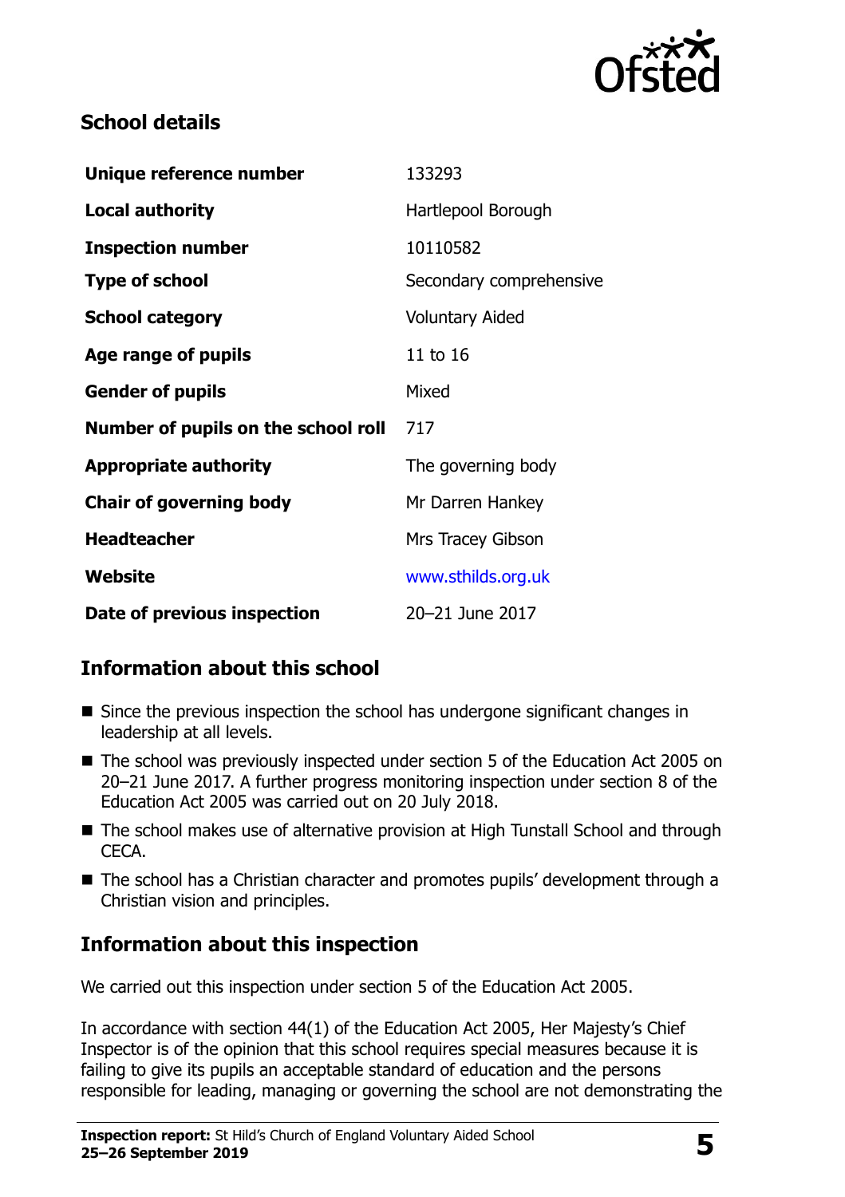## School details

| | |
|---|---|
| **Unique reference number** | 133293 |
| **Local authority** | Hartlepool Borough |
| **Inspection number** | 10110582 |
| **Type of school** | Secondary comprehensive |
| **School category** | Voluntary Aided |
| **Age range of pupils** | 11 to 16 |
| **Gender of pupils** | Mixed |
| **Number of pupils on the school roll** | 717 |
| **Appropriate authority** | The governing body |
| **Chair of governing body** | Mr Darren Hankey |
| **Headteacher** | Mrs Tracey Gibson |
| **Website** | www.sthilds.org.uk |
| **Date of previous inspection** | 20–21 June 2017 |

## Information about this school

- Since the previous inspection the school has undergone significant changes in leadership at all levels.
- The school was previously inspected under section 5 of the Education Act 2005 on 20–21 June 2017. A further progress monitoring inspection under section 8 of the Education Act 2005 was carried out on 20 July 2018.
- The school makes use of alternative provision at High Tunstall School and through CECA.
- The school has a Christian character and promotes pupils' development through a Christian vision and principles.

## Information about this inspection

We carried out this inspection under section 5 of the Education Act 2005.

In accordance with section 44(1) of the Education Act 2005, Her Majesty's Chief Inspector is of the opinion that this school requires special measures because it is failing to give its pupils an acceptable standard of education and the persons responsible for leading, managing or governing the school are not demonstrating the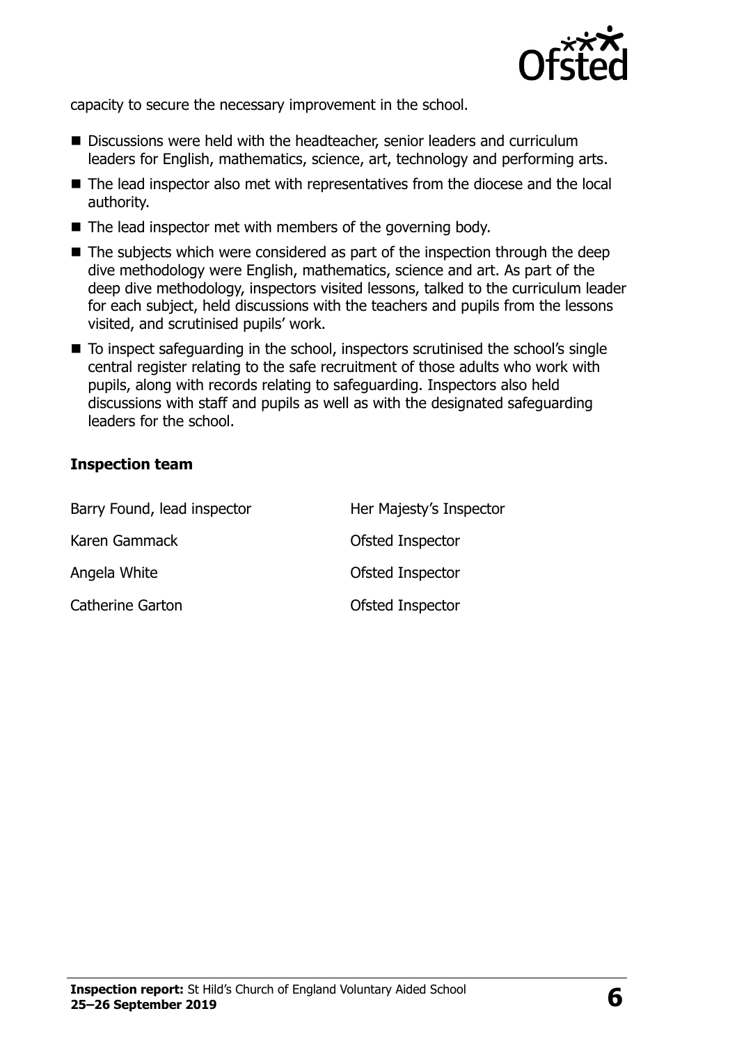capacity to secure the necessary improvement in the school.

- Discussions were held with the headteacher, senior leaders and curriculum leaders for English, mathematics, science, art, technology and performing arts.
- The lead inspector also met with representatives from the diocese and the local authority.
- The lead inspector met with members of the governing body.
- The subjects which were considered as part of the inspection through the deep dive methodology were English, mathematics, science and art. As part of the deep dive methodology, inspectors visited lessons, talked to the curriculum leader for each subject, held discussions with the teachers and pupils from the lessons visited, and scrutinised pupils' work.
- To inspect safeguarding in the school, inspectors scrutinised the school's single central register relating to the safe recruitment of those adults who work with pupils, along with records relating to safeguarding. Inspectors also held discussions with staff and pupils as well as with the designated safeguarding leaders for the school.

### Inspection team

| | |
|---|---|
| Barry Found, lead inspector | Her Majesty's Inspector |
| Karen Gammack | Ofsted Inspector |
| Angela White | Ofsted Inspector |
| Catherine Garton | Ofsted Inspector |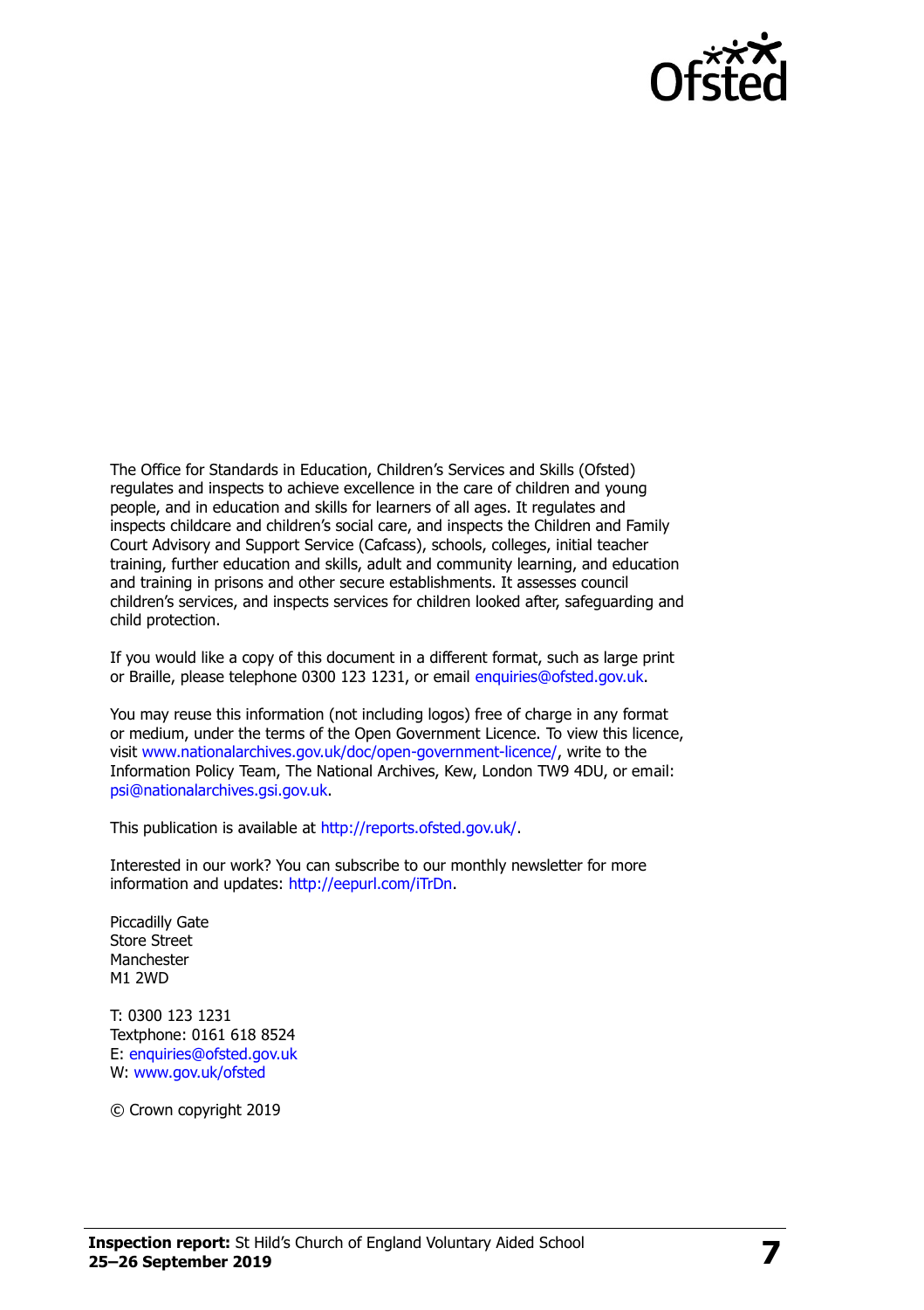The Office for Standards in Education, Children's Services and Skills (Ofsted) regulates and inspects to achieve excellence in the care of children and young people, and in education and skills for learners of all ages. It regulates and inspects childcare and children's social care, and inspects the Children and Family Court Advisory and Support Service (Cafcass), schools, colleges, initial teacher training, further education and skills, adult and community learning, and education and training in prisons and other secure establishments. It assesses council children's services, and inspects services for children looked after, safeguarding and child protection.

If you would like a copy of this document in a different format, such as large print or Braille, please telephone 0300 123 1231, or email enquiries@ofsted.gov.uk.

You may reuse this information (not including logos) free of charge in any format or medium, under the terms of the Open Government Licence. To view this licence, visit www.nationalarchives.gov.uk/doc/open-government-licence/, write to the Information Policy Team, The National Archives, Kew, London TW9 4DU, or email: psi@nationalarchives.gsi.gov.uk.

This publication is available at http://reports.ofsted.gov.uk/.

Interested in our work? You can subscribe to our monthly newsletter for more information and updates: http://eepurl.com/iTrDn.

Piccadilly Gate
Store Street
Manchester
M1 2WD

T: 0300 123 1231
Textphone: 0161 618 8524
E: enquiries@ofsted.gov.uk
W: www.gov.uk/ofsted

© Crown copyright 2019